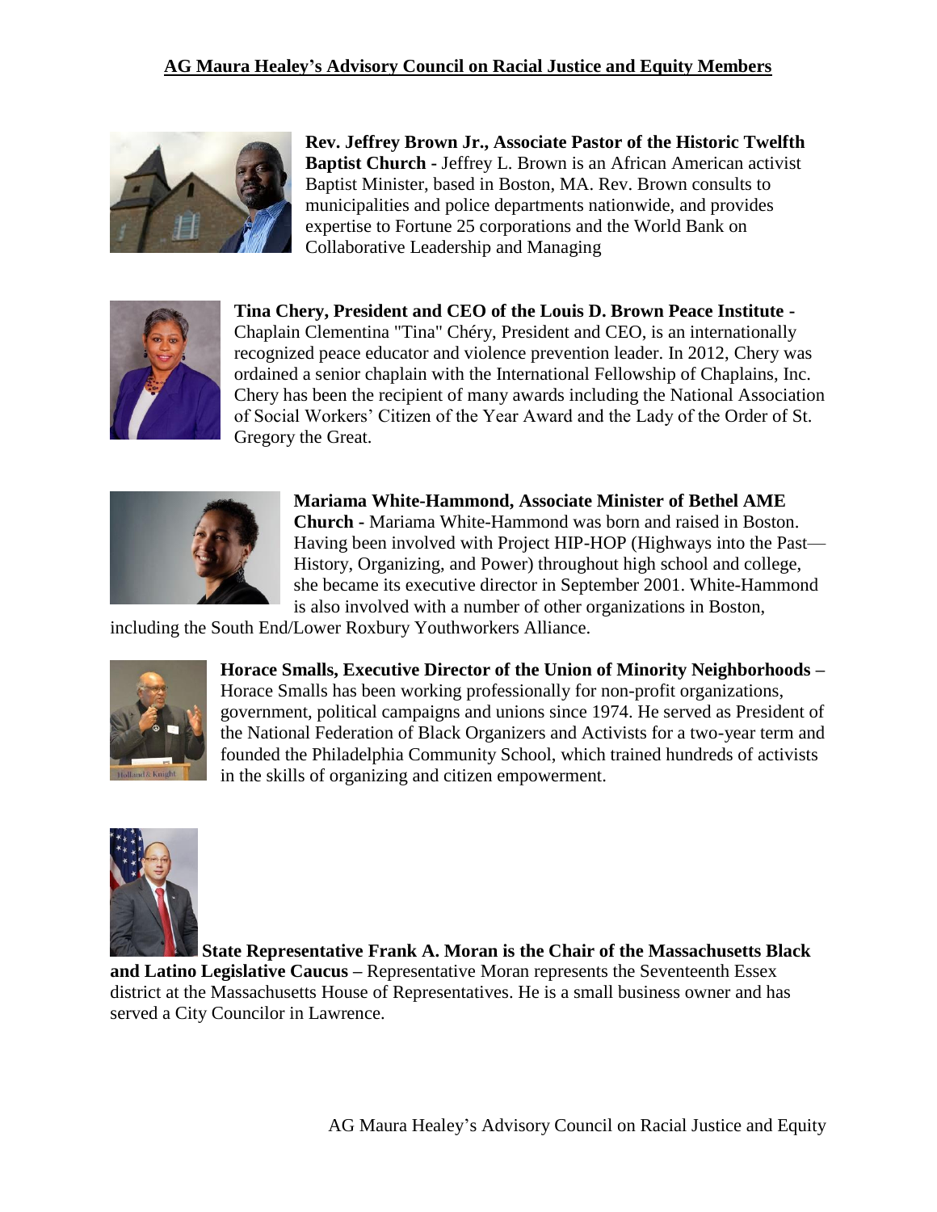## AG Maura Healey's Advisory Council on Racial Justice and Equity Members

**Rev. Jeffrey Brown Jr., Associate Pastor of the Historic Twelfth Baptist Church -** Jeffrey L. Brown is an African American activist Baptist Minister, based in Boston, MA. Rev. Brown consults to municipalities and police departments nationwide, and provides expertise to Fortune 25 corporations and the World Bank on Collaborative Leadership and Managing

**Tina Chery, President and CEO of the Louis D. Brown Peace Institute -** Chaplain Clementina "Tina" Chéry, President and CEO, is an internationally recognized peace educator and violence prevention leader. In 2012, Chery was ordained a senior chaplain with the International Fellowship of Chaplains, Inc. Chery has been the recipient of many awards including the National Association of Social Workers' Citizen of the Year Award and the Lady of the Order of St. Gregory the Great.

**Mariama White-Hammond, Associate Minister of Bethel AME Church -** Mariama White-Hammond was born and raised in Boston. Having been involved with Project HIP-HOP (Highways into the Past—History, Organizing, and Power) throughout high school and college, she became its executive director in September 2001. White-Hammond is also involved with a number of other organizations in Boston, including the South End/Lower Roxbury Youthworkers Alliance.

**Horace Smalls, Executive Director of the Union of Minority Neighborhoods –** Horace Smalls has been working professionally for non-profit organizations, government, political campaigns and unions since 1974. He served as President of the National Federation of Black Organizers and Activists for a two-year term and founded the Philadelphia Community School, which trained hundreds of activists in the skills of organizing and citizen empowerment.

**State Representative Frank A. Moran is the Chair of the Massachusetts Black and Latino Legislative Caucus –** Representative Moran represents the Seventeenth Essex district at the Massachusetts House of Representatives. He is a small business owner and has served a City Councilor in Lawrence.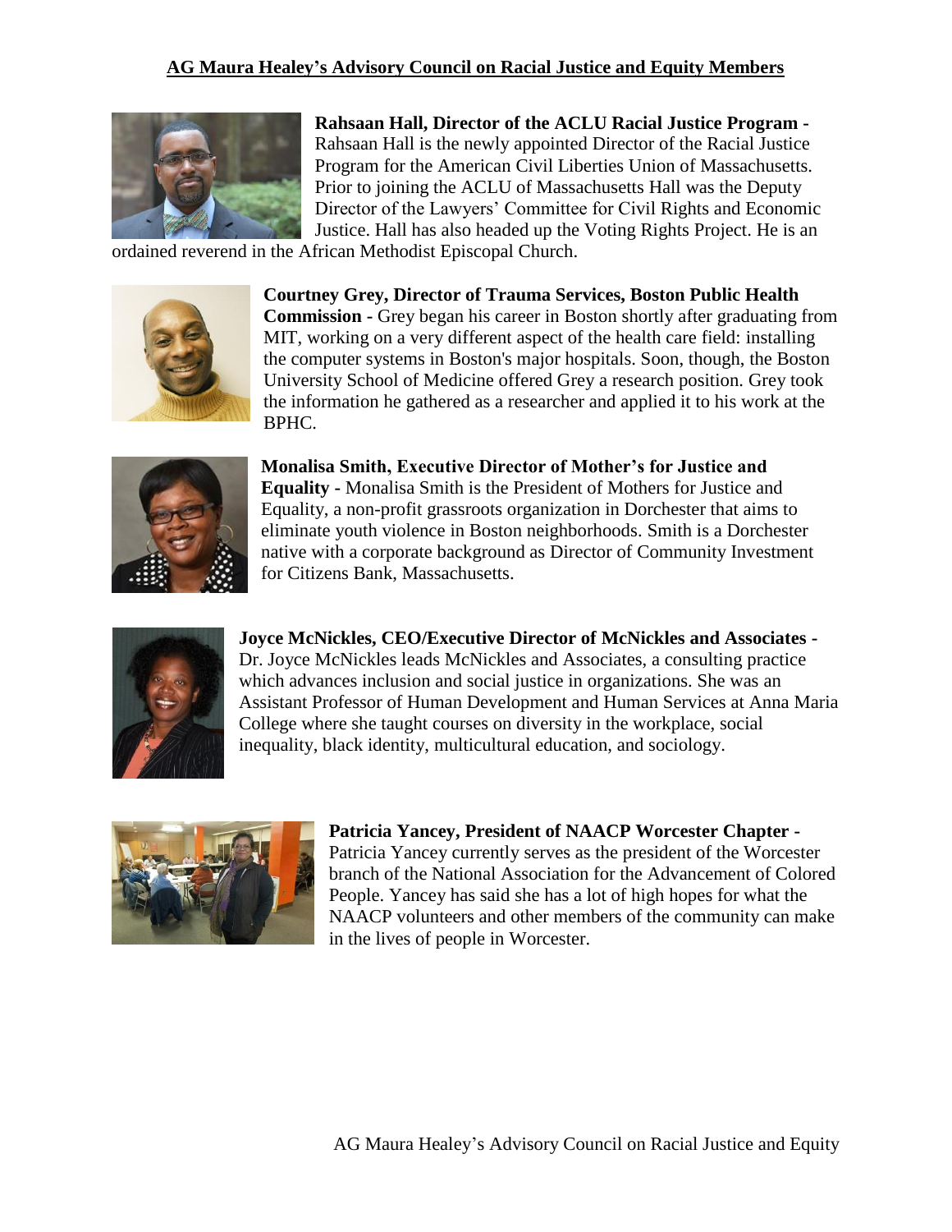## AG Maura Healey's Advisory Council on Racial Justice and Equity Members

**Rahsaan Hall, Director of the ACLU Racial Justice Program -** Rahsaan Hall is the newly appointed Director of the Racial Justice Program for the American Civil Liberties Union of Massachusetts. Prior to joining the ACLU of Massachusetts Hall was the Deputy Director of the Lawyers' Committee for Civil Rights and Economic Justice. Hall has also headed up the Voting Rights Project. He is an ordained reverend in the African Methodist Episcopal Church.

**Courtney Grey, Director of Trauma Services, Boston Public Health Commission -** Grey began his career in Boston shortly after graduating from MIT, working on a very different aspect of the health care field: installing the computer systems in Boston's major hospitals. Soon, though, the Boston University School of Medicine offered Grey a research position. Grey took the information he gathered as a researcher and applied it to his work at the BPHC.

**Monalisa Smith, Executive Director of Mother's for Justice and Equality -** Monalisa Smith is the President of Mothers for Justice and Equality, a non-profit grassroots organization in Dorchester that aims to eliminate youth violence in Boston neighborhoods. Smith is a Dorchester native with a corporate background as Director of Community Investment for Citizens Bank, Massachusetts.

**Joyce McNickles, CEO/Executive Director of McNickles and Associates -** Dr. Joyce McNickles leads McNickles and Associates, a consulting practice which advances inclusion and social justice in organizations. She was an Assistant Professor of Human Development and Human Services at Anna Maria College where she taught courses on diversity in the workplace, social inequality, black identity, multicultural education, and sociology.

**Patricia Yancey, President of NAACP Worcester Chapter -** Patricia Yancey currently serves as the president of the Worcester branch of the National Association for the Advancement of Colored People. Yancey has said she has a lot of high hopes for what the NAACP volunteers and other members of the community can make in the lives of people in Worcester.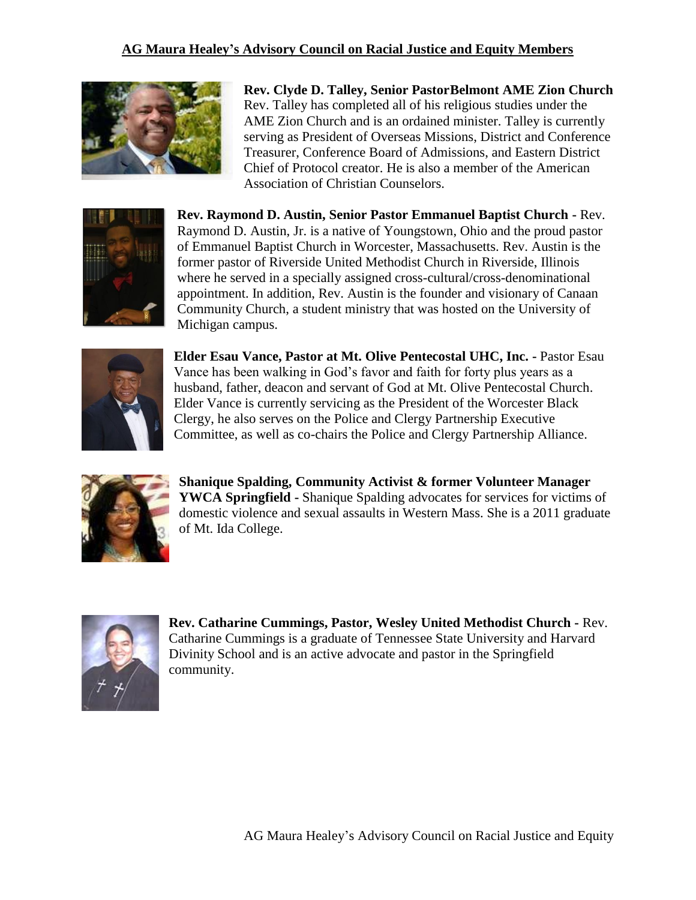## AG Maura Healey's Advisory Council on Racial Justice and Equity Members

**Rev. Clyde D. Talley, Senior PastorBelmont AME Zion Church**
Rev. Talley has completed all of his religious studies under the AME Zion Church and is an ordained minister. Talley is currently serving as President of Overseas Missions, District and Conference Treasurer, Conference Board of Admissions, and Eastern District Chief of Protocol creator. He is also a member of the American Association of Christian Counselors.

**Rev. Raymond D. Austin, Senior Pastor Emmanuel Baptist Church -** Rev. Raymond D. Austin, Jr. is a native of Youngstown, Ohio and the proud pastor of Emmanuel Baptist Church in Worcester, Massachusetts. Rev. Austin is the former pastor of Riverside United Methodist Church in Riverside, Illinois where he served in a specially assigned cross-cultural/cross-denominational appointment. In addition, Rev. Austin is the founder and visionary of Canaan Community Church, a student ministry that was hosted on the University of Michigan campus.

**Elder Esau Vance, Pastor at Mt. Olive Pentecostal UHC, Inc. -** Pastor Esau Vance has been walking in God's favor and faith for forty plus years as a husband, father, deacon and servant of God at Mt. Olive Pentecostal Church. Elder Vance is currently servicing as the President of the Worcester Black Clergy, he also serves on the Police and Clergy Partnership Executive Committee, as well as co-chairs the Police and Clergy Partnership Alliance.

**Shanique Spalding, Community Activist & former Volunteer Manager YWCA Springfield -** Shanique Spalding advocates for services for victims of domestic violence and sexual assaults in Western Mass. She is a 2011 graduate of Mt. Ida College.

**Rev. Catharine Cummings, Pastor, Wesley United Methodist Church -** Rev. Catharine Cummings is a graduate of Tennessee State University and Harvard Divinity School and is an active advocate and pastor in the Springfield community.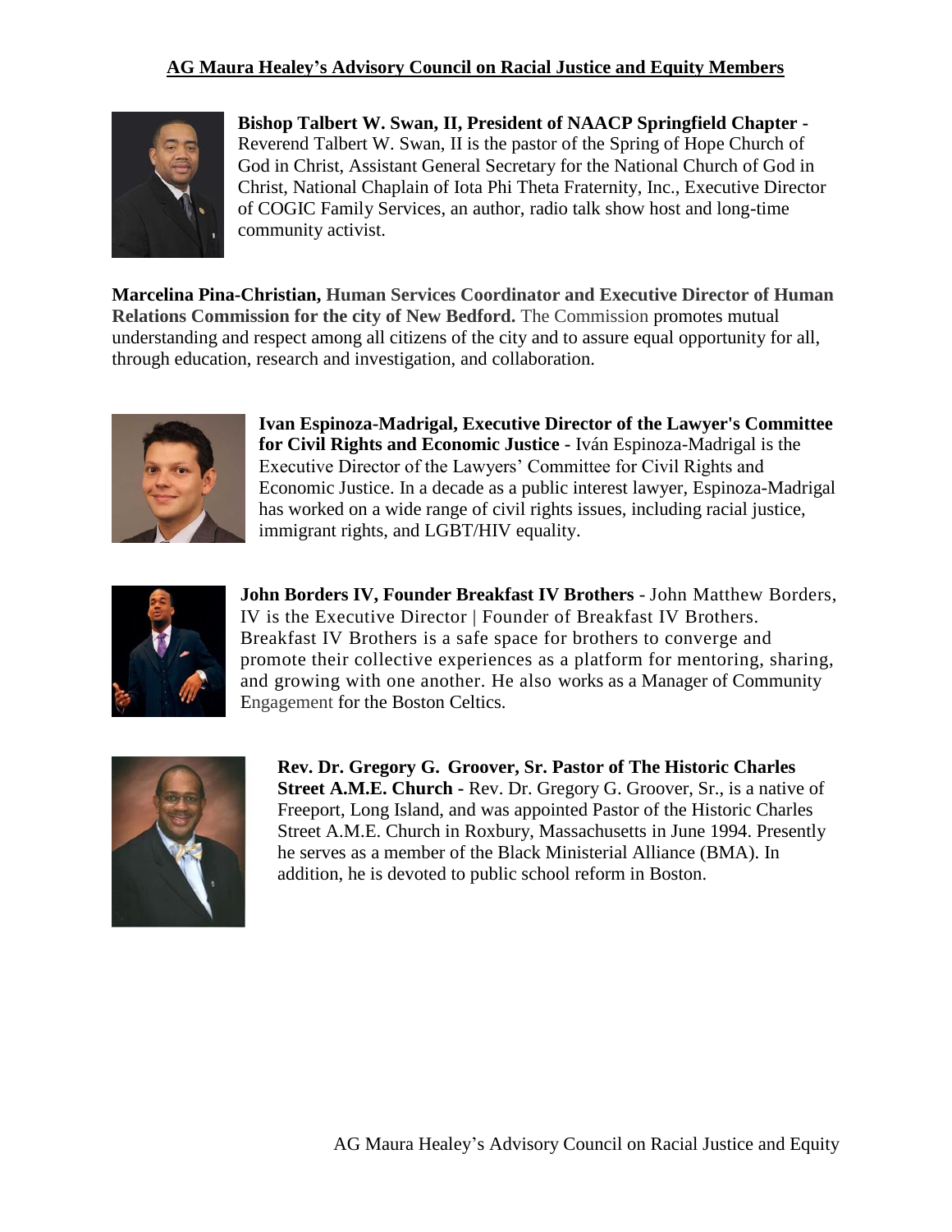**AG Maura Healey's Advisory Council on Racial Justice and Equity Members**

**Bishop Talbert W. Swan, II, President of NAACP Springfield Chapter -** Reverend Talbert W. Swan, II is the pastor of the Spring of Hope Church of God in Christ, Assistant General Secretary for the National Church of God in Christ, National Chaplain of Iota Phi Theta Fraternity, Inc., Executive Director of COGIC Family Services, an author, radio talk show host and long-time community activist.

**Marcelina Pina-Christian, Human Services Coordinator and Executive Director of Human Relations Commission for the city of New Bedford.** The Commission promotes mutual understanding and respect among all citizens of the city and to assure equal opportunity for all, through education, research and investigation, and collaboration.

**Ivan Espinoza-Madrigal, Executive Director of the Lawyer's Committee for Civil Rights and Economic Justice -** Iván Espinoza-Madrigal is the Executive Director of the Lawyers' Committee for Civil Rights and Economic Justice. In a decade as a public interest lawyer, Espinoza-Madrigal has worked on a wide range of civil rights issues, including racial justice, immigrant rights, and LGBT/HIV equality.

**John Borders IV, Founder Breakfast IV Brothers** - John Matthew Borders, IV is the Executive Director | Founder of Breakfast IV Brothers. Breakfast IV Brothers is a safe space for brothers to converge and promote their collective experiences as a platform for mentoring, sharing, and growing with one another. He also works as a Manager of Community Engagement for the Boston Celtics.

**Rev. Dr. Gregory G. Groover, Sr. Pastor of The Historic Charles Street A.M.E. Church -** Rev. Dr. Gregory G. Groover, Sr., is a native of Freeport, Long Island, and was appointed Pastor of the Historic Charles Street A.M.E. Church in Roxbury, Massachusetts in June 1994. Presently he serves as a member of the Black Ministerial Alliance (BMA). In addition, he is devoted to public school reform in Boston.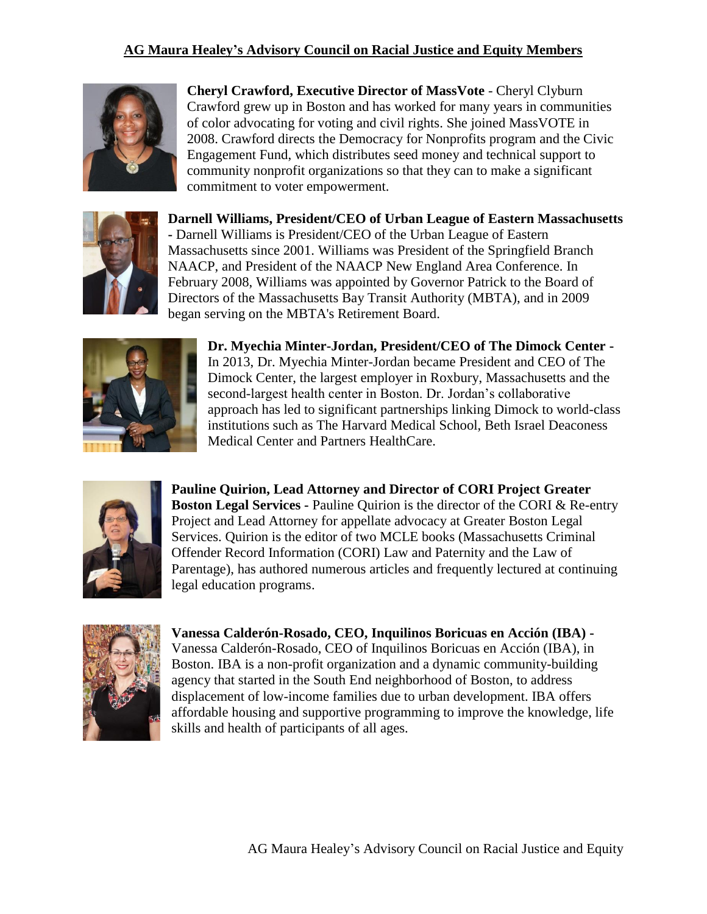## AG Maura Healey's Advisory Council on Racial Justice and Equity Members

**Cheryl Crawford, Executive Director of MassVote** - Cheryl Clyburn Crawford grew up in Boston and has worked for many years in communities of color advocating for voting and civil rights. She joined MassVOTE in 2008. Crawford directs the Democracy for Nonprofits program and the Civic Engagement Fund, which distributes seed money and technical support to community nonprofit organizations so that they can to make a significant commitment to voter empowerment.

**Darnell Williams, President/CEO of Urban League of Eastern Massachusetts -** Darnell Williams is President/CEO of the Urban League of Eastern Massachusetts since 2001. Williams was President of the Springfield Branch NAACP, and President of the NAACP New England Area Conference. In February 2008, Williams was appointed by Governor Patrick to the Board of Directors of the Massachusetts Bay Transit Authority (MBTA), and in 2009 began serving on the MBTA's Retirement Board.

**Dr. Myechia Minter-Jordan, President/CEO of The Dimock Center -** In 2013, Dr. Myechia Minter-Jordan became President and CEO of The Dimock Center, the largest employer in Roxbury, Massachusetts and the second-largest health center in Boston. Dr. Jordan's collaborative approach has led to significant partnerships linking Dimock to world-class institutions such as The Harvard Medical School, Beth Israel Deaconess Medical Center and Partners HealthCare.

**Pauline Quirion, Lead Attorney and Director of CORI Project Greater Boston Legal Services -** Pauline Quirion is the director of the CORI & Re-entry Project and Lead Attorney for appellate advocacy at Greater Boston Legal Services. Quirion is the editor of two MCLE books (Massachusetts Criminal Offender Record Information (CORI) Law and Paternity and the Law of Parentage), has authored numerous articles and frequently lectured at continuing legal education programs.

**Vanessa Calderón-Rosado, CEO, Inquilinos Boricuas en Acción (IBA) -** Vanessa Calderón-Rosado, CEO of Inquilinos Boricuas en Acción (IBA), in Boston. IBA is a non-profit organization and a dynamic community-building agency that started in the South End neighborhood of Boston, to address displacement of low-income families due to urban development. IBA offers affordable housing and supportive programming to improve the knowledge, life skills and health of participants of all ages.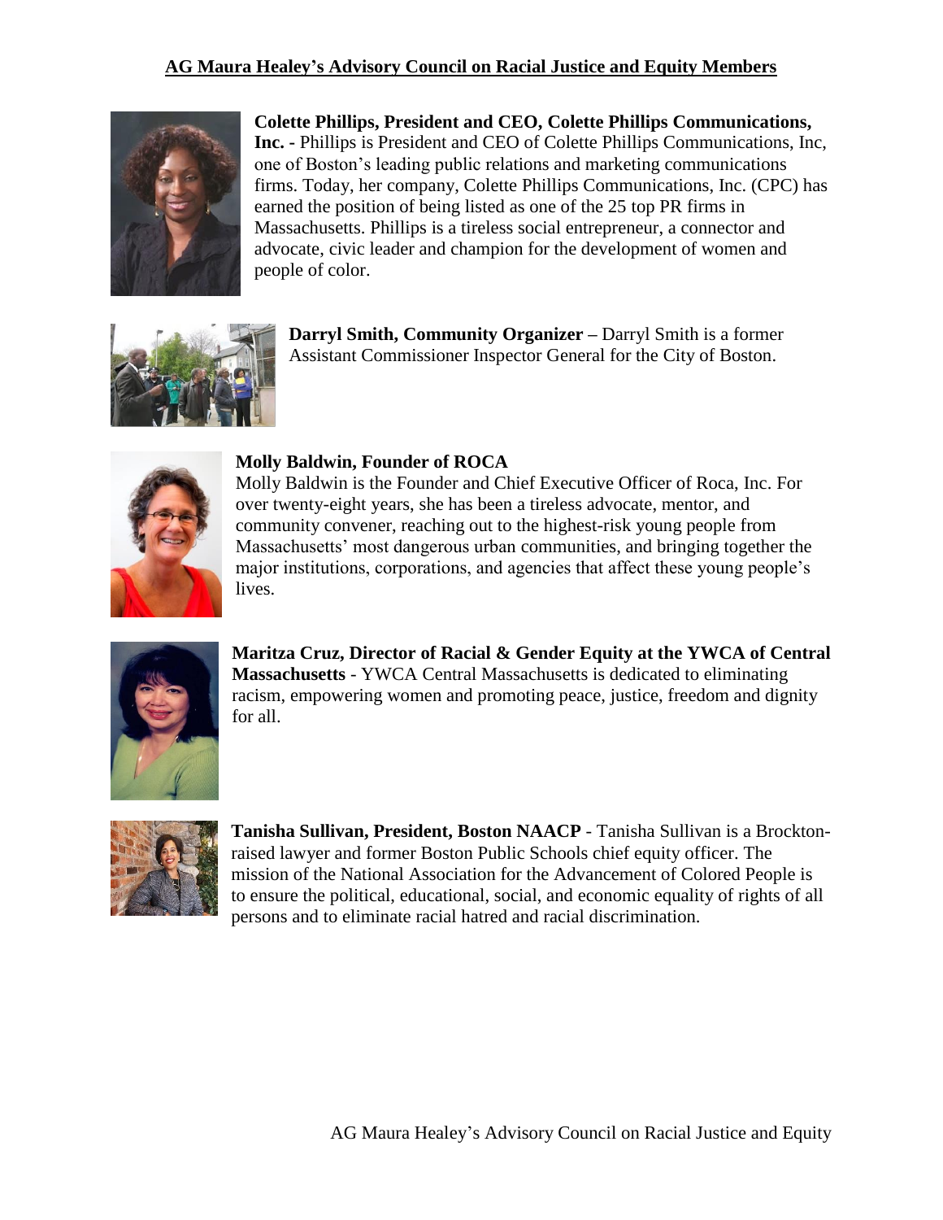## AG Maura Healey's Advisory Council on Racial Justice and Equity Members

**Colette Phillips, President and CEO, Colette Phillips Communications, Inc. -** Phillips is President and CEO of Colette Phillips Communications, Inc, one of Boston's leading public relations and marketing communications firms. Today, her company, Colette Phillips Communications, Inc. (CPC) has earned the position of being listed as one of the 25 top PR firms in Massachusetts. Phillips is a tireless social entrepreneur, a connector and advocate, civic leader and champion for the development of women and people of color.

**Darryl Smith, Community Organizer –** Darryl Smith is a former Assistant Commissioner Inspector General for the City of Boston.

**Molly Baldwin, Founder of ROCA**

Molly Baldwin is the Founder and Chief Executive Officer of Roca, Inc. For over twenty-eight years, she has been a tireless advocate, mentor, and community convener, reaching out to the highest-risk young people from Massachusetts' most dangerous urban communities, and bringing together the major institutions, corporations, and agencies that affect these young people's lives.

**Maritza Cruz, Director of Racial & Gender Equity at the YWCA of Central Massachusetts** - YWCA Central Massachusetts is dedicated to eliminating racism, empowering women and promoting peace, justice, freedom and dignity for all.

**Tanisha Sullivan, President, Boston NAACP** - Tanisha Sullivan is a Brockton-raised lawyer and former Boston Public Schools chief equity officer. The mission of the National Association for the Advancement of Colored People is to ensure the political, educational, social, and economic equality of rights of all persons and to eliminate racial hatred and racial discrimination.